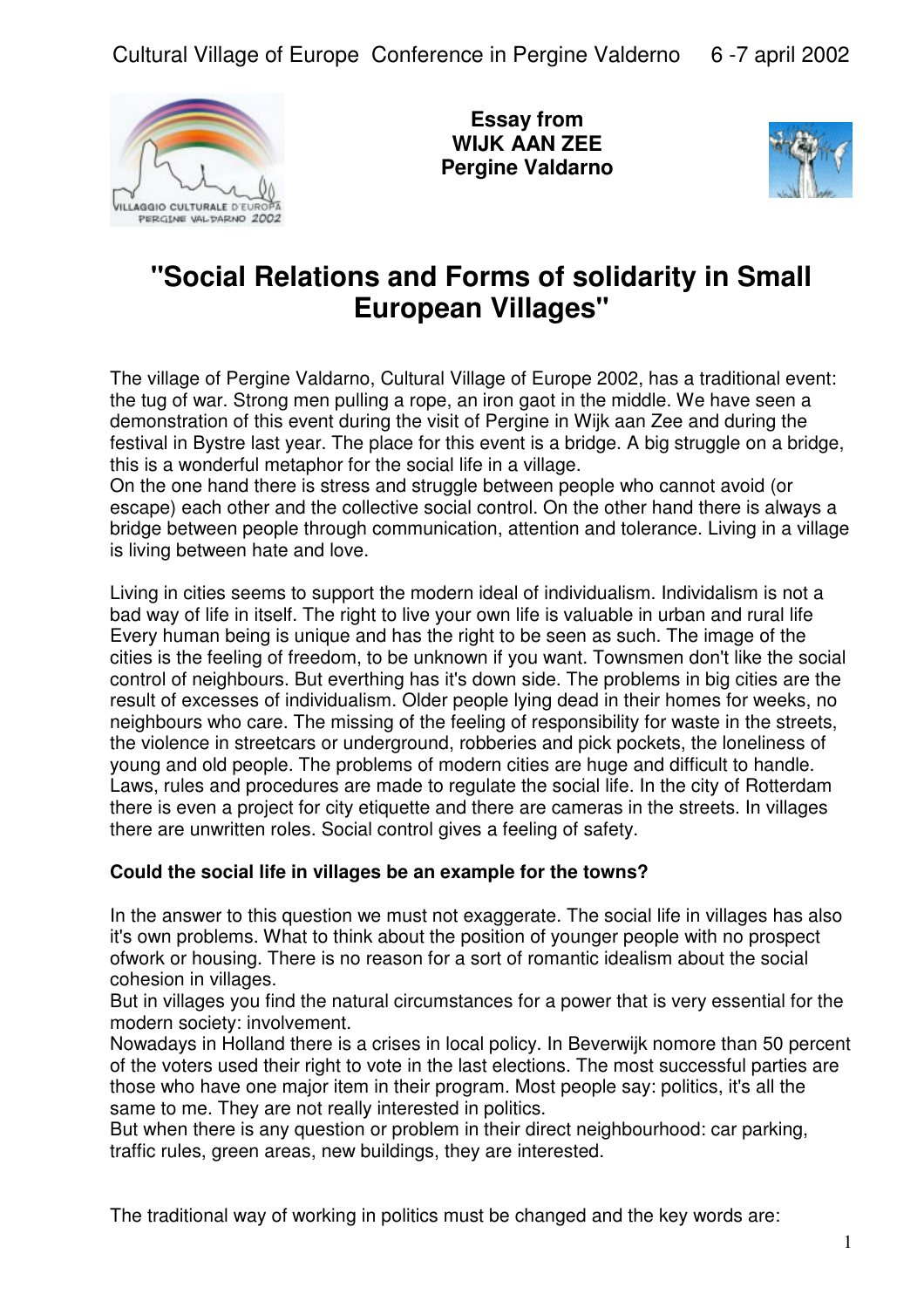Cultural Village of Europe Conference in Pergine Valderno 6 -7 april 2002

**Essay from**
**WIJK AAN ZEE**
**Pergine Valdarno**

# "Social Relations and Forms of solidarity in Small European Villages"

The village of Pergine Valdarno, Cultural Village of Europe 2002, has a traditional event: the tug of war. Strong men pulling a rope, an iron gaot in the middle. We have seen a demonstration of this event during the visit of Pergine in Wijk aan Zee and during the festival in Bystre last year. The place for this event is a bridge. A big struggle on a bridge, this is a wonderful metaphor for the social life in a village.
On the one hand there is stress and struggle between people who cannot avoid (or escape) each other and the collective social control. On the other hand there is always a bridge between people through communication, attention and tolerance. Living in a village is living between hate and love.

Living in cities seems to support the modern ideal of individualism. Individalism is not a bad way of life in itself. The right to live your own life is valuable in urban and rural life Every human being is unique and has the right to be seen as such. The image of the cities is the feeling of freedom, to be unknown if you want. Townsmen don't like the social control of neighbours. But everthing has it's down side. The problems in big cities are the result of excesses of individualism. Older people lying dead in their homes for weeks, no neighbours who care. The missing of the feeling of responsibility for waste in the streets, the violence in streetcars or underground, robberies and pick pockets, the loneliness of young and old people. The problems of modern cities are huge and difficult to handle. Laws, rules and procedures are made to regulate the social life. In the city of Rotterdam there is even a project for city etiquette and there are cameras in the streets. In villages there are unwritten roles. Social control gives a feeling of safety.

**Could the social life in villages be an example for the towns?**

In the answer to this question we must not exaggerate. The social life in villages has also it's own problems. What to think about the position of younger people with no prospect ofwork or housing. There is no reason for a sort of romantic idealism about the social cohesion in villages.
But in villages you find the natural circumstances for a power that is very essential for the modern society: involvement.
Nowadays in Holland there is a crises in local policy. In Beverwijk nomore than 50 percent of the voters used their right to vote in the last elections. The most successful parties are those who have one major item in their program. Most people say: politics, it's all the same to me. They are not really interested in politics.
But when there is any question or problem in their direct neighbourhood: car parking, traffic rules, green areas, new buildings, they are interested.

The traditional way of working in politics must be changed and the key words are: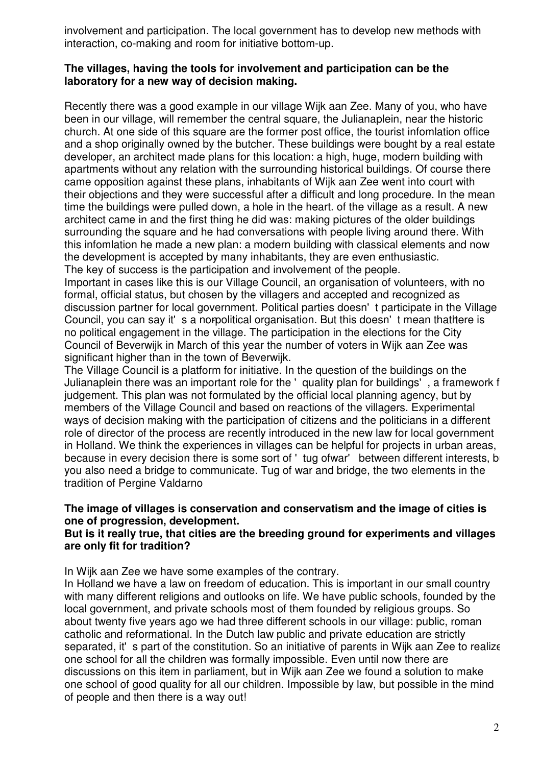involvement and participation. The local government has to develop new methods with interaction, co-making and room for initiative bottom-up.

**The villages, having the tools for involvement and participation can be the laboratory for a new way of decision making.**

Recently there was a good example in our village Wijk aan Zee. Many of you, who have been in our village, will remember the central square, the Julianaplein, near the historic church. At one side of this square are the former post office, the tourist infomlation office and a shop originally owned by the butcher. These buildings were bought by a real estate developer, an architect made plans for this location: a high, huge, modern building with apartments without any relation with the surrounding historical buildings. Of course there came opposition against these plans, inhabitants of Wijk aan Zee went into court with their objections and they were successful after a difficult and long procedure. In the mean time the buildings were pulled down, a hole in the heart. of the village as a result. A new architect came in and the first thing he did was: making pictures of the older buildings surrounding the square and he had conversations with people living around there. With this infomlation he made a new plan: a modern building with classical elements and now the development is accepted by many inhabitants, they are even enthusiastic.
The key of success is the participation and involvement of the people.
Important in cases like this is our Village Council, an organisation of volunteers, with no formal, official status, but chosen by the villagers and accepted and recognized as discussion partner for local government. Political parties doesn't participate in the Village Council, you can say it's a non-political organisation. But this doesn't mean that there is no political engagement in the village. The participation in the elections for the City Council of Beverwijk in March of this year the number of voters in Wijk aan Zee was significant higher than in the town of Beverwijk.
The Village Council is a platform for initiative. In the question of the buildings on the Julianaplein there was an important role for the 'quality plan for buildings', a framework f judgement. This plan was not formulated by the official local planning agency, but by members of the Village Council and based on reactions of the villagers. Experimental ways of decision making with the participation of citizens and the politicians in a different role of director of the process are recently introduced in the new law for local government in Holland. We think the experiences in villages can be helpful for projects in urban areas, because in every decision there is some sort of 'tug ofwar' between different interests, b you also need a bridge to communicate. Tug of war and bridge, the two elements in the tradition of Pergine Valdarno

**The image of villages is conservation and conservatism and the image of cities is one of progression, development.**
**But is it really true, that cities are the breeding ground for experiments and villages are only fit for tradition?**

In Wijk aan Zee we have some examples of the contrary.
In Holland we have a law on freedom of education. This is important in our small country with many different religions and outlooks on life. We have public schools, founded by the local government, and private schools most of them founded by religious groups. So about twenty five years ago we had three different schools in our village: public, roman catholic and reformational. In the Dutch law public and private education are strictly separated, it's part of the constitution. So an initiative of parents in Wijk aan Zee to realize one school for all the children was formally impossible. Even until now there are discussions on this item in parliament, but in Wijk aan Zee we found a solution to make one school of good quality for all our children. Impossible by law, but possible in the mind of people and then there is a way out!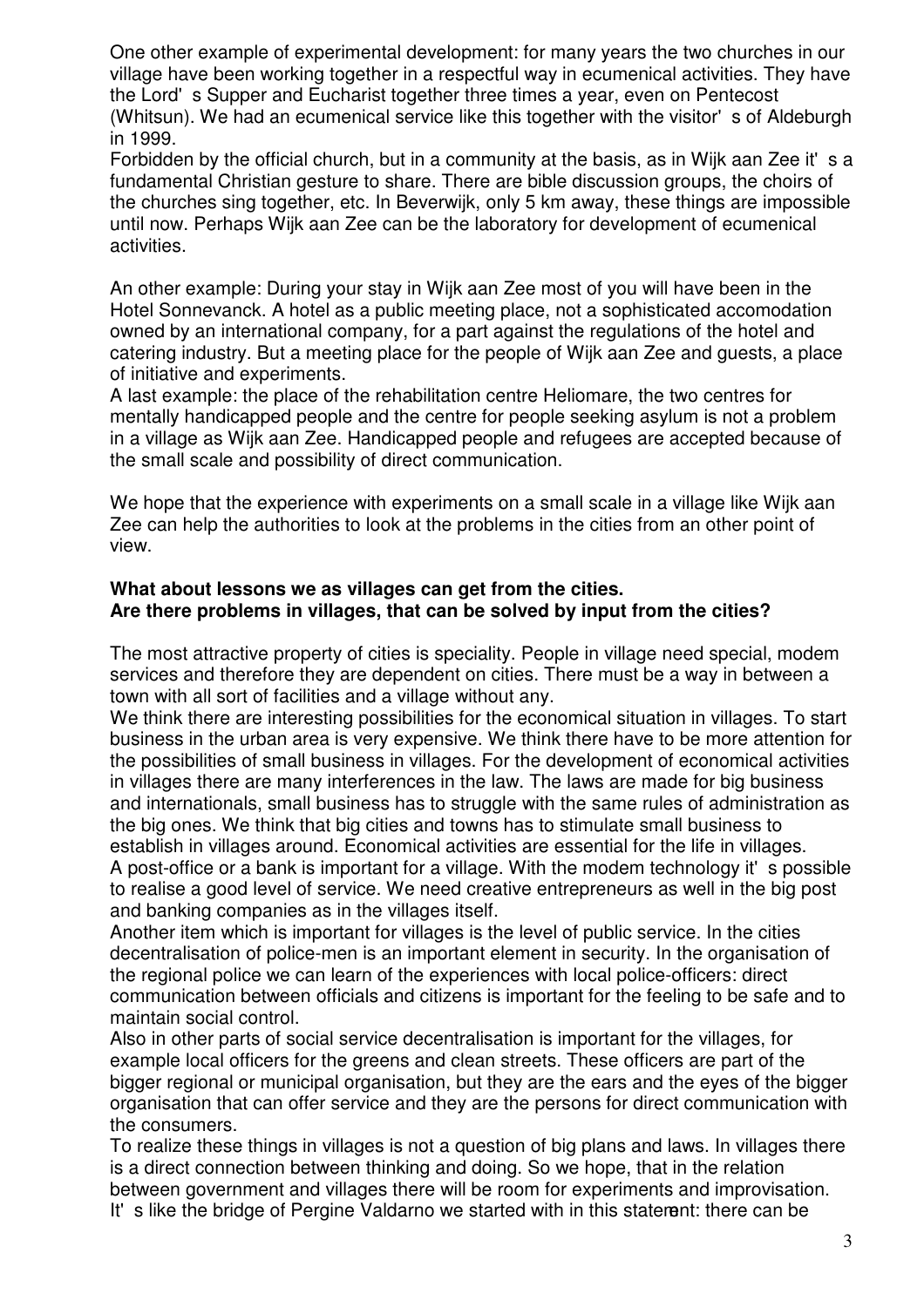One other example of experimental development: for many years the two churches in our village have been working together in a respectful way in ecumenical activities. They have the Lord' s Supper and Eucharist together three times a year, even on Pentecost (Whitsun). We had an ecumenical service like this together with the visitor' s of Aldeburgh in 1999.
Forbidden by the official church, but in a community at the basis, as in Wijk aan Zee it' s a fundamental Christian gesture to share. There are bible discussion groups, the choirs of the churches sing together, etc. In Beverwijk, only 5 km away, these things are impossible until now. Perhaps Wijk aan Zee can be the laboratory for development of ecumenical activities.

An other example: During your stay in Wijk aan Zee most of you will have been in the Hotel Sonnevanck. A hotel as a public meeting place, not a sophisticated accomodation owned by an international company, for a part against the regulations of the hotel and catering industry. But a meeting place for the people of Wijk aan Zee and guests, a place of initiative and experiments.
A last example: the place of the rehabilitation centre Heliomare, the two centres for mentally handicapped people and the centre for people seeking asylum is not a problem in a village as Wijk aan Zee. Handicapped people and refugees are accepted because of the small scale and possibility of direct communication.

We hope that the experience with experiments on a small scale in a village like Wijk aan Zee can help the authorities to look at the problems in the cities from an other point of view.

**What about lessons we as villages can get from the cities.**
**Are there problems in villages, that can be solved by input from the cities?**

The most attractive property of cities is speciality. People in village need special, modem services and therefore they are dependent on cities. There must be a way in between a town with all sort of facilities and a village without any.
We think there are interesting possibilities for the economical situation in villages. To start business in the urban area is very expensive. We think there have to be more attention for the possibilities of small business in villages. For the development of economical activities in villages there are many interferences in the law. The laws are made for big business and internationals, small business has to struggle with the same rules of administration as the big ones. We think that big cities and towns has to stimulate small business to establish in villages around. Economical activities are essential for the life in villages.
A post-office or a bank is important for a village. With the modem technology it' s possible to realise a good level of service. We need creative entrepreneurs as well in the big post and banking companies as in the villages itself.
Another item which is important for villages is the level of public service. In the cities decentralisation of police-men is an important element in security. In the organisation of the regional police we can learn of the experiences with local police-officers: direct communication between officials and citizens is important for the feeling to be safe and to maintain social control.
Also in other parts of social service decentralisation is important for the villages, for example local officers for the greens and clean streets. These officers are part of the bigger regional or municipal organisation, but they are the ears and the eyes of the bigger organisation that can offer service and they are the persons for direct communication with the consumers.
To realize these things in villages is not a question of big plans and laws. In villages there is a direct connection between thinking and doing. So we hope, that in the relation between government and villages there will be room for experiments and improvisation.
It' s like the bridge of Pergine Valdarno we started with in this statement: there can be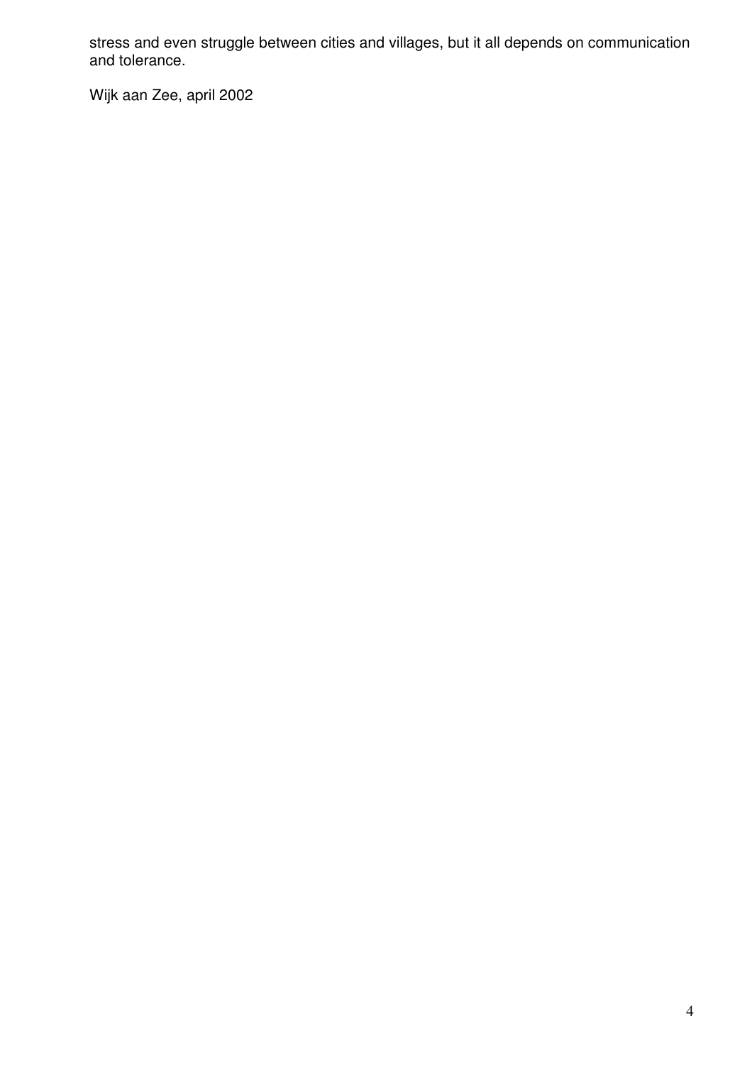stress and even struggle between cities and villages, but it all depends on communication and tolerance.

Wijk aan Zee, april 2002